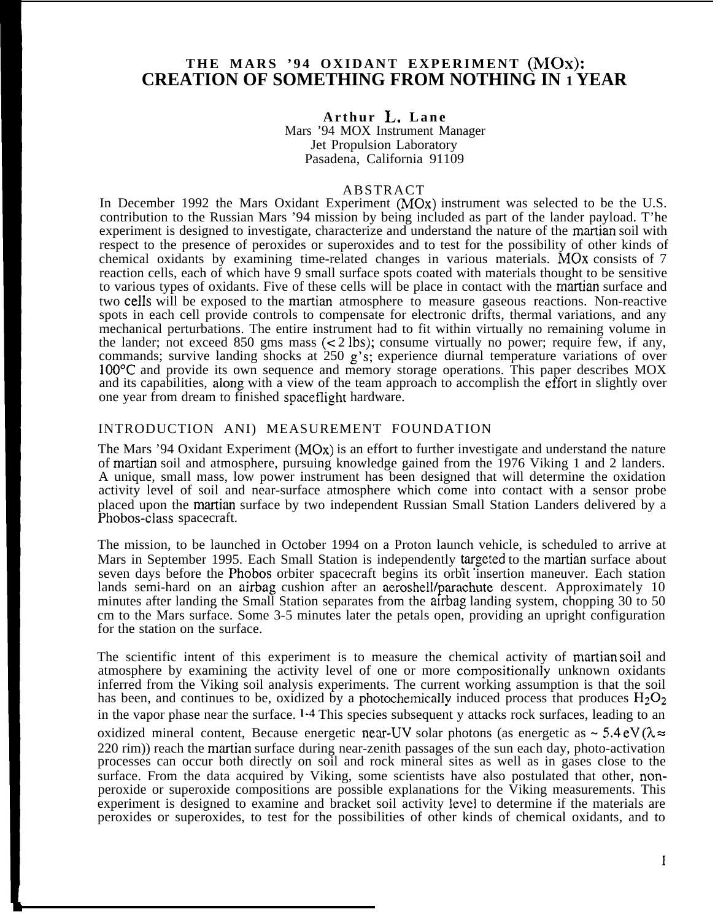# THE MARS '94 OXIDANT EXPERIMENT (MOx): CREATION OF SOMETHING FROM NOTHING IN 1 YEAR

**Arthur L. Lane**
Mars '94 MOX Instrument Manager
Jet Propulsion Laboratory
Pasadena, California 91109

## ABSTRACT

In December 1992 the Mars Oxidant Experiment (MOx) instrument was selected to be the U.S. contribution to the Russian Mars '94 mission by being included as part of the lander payload. T'he experiment is designed to investigate, characterize and understand the nature of the martian soil with respect to the presence of peroxides or superoxides and to test for the possibility of other kinds of chemical oxidants by examining time-related changes in various materials. MOx consists of 7 reaction cells, each of which have 9 small surface spots coated with materials thought to be sensitive to various types of oxidants. Five of these cells will be place in contact with the martian surface and two cells will be exposed to the martian atmosphere to measure gaseous reactions. Non-reactive spots in each cell provide controls to compensate for electronic drifts, thermal variations, and any mechanical perturbations. The entire instrument had to fit within virtually no remaining volume in the lander; not exceed 850 gms mass (< 2 lbs); consume virtually no power; require few, if any, commands; survive landing shocks at 250 g's; experience diurnal temperature variations of over 100°C and provide its own sequence and memory storage operations. This paper describes MOX and its capabilities, along with a view of the team approach to accomplish the effort in slightly over one year from dream to finished spaceflight hardware.

## INTRODUCTION ANI) MEASUREMENT FOUNDATION

The Mars '94 Oxidant Experiment (MOx) is an effort to further investigate and understand the nature of martian soil and atmosphere, pursuing knowledge gained from the 1976 Viking 1 and 2 landers. A unique, small mass, low power instrument has been designed that will determine the oxidation activity level of soil and near-surface atmosphere which come into contact with a sensor probe placed upon the martian surface by two independent Russian Small Station Landers delivered by a Phobos-class spacecraft.

The mission, to be launched in October 1994 on a Proton launch vehicle, is scheduled to arrive at Mars in September 1995. Each Small Station is independently targeted to the martian surface about seven days before the Phobos orbiter spacecraft begins its orbit insertion maneuver. Each station lands semi-hard on an airbag cushion after an aeroshell/parachute descent. Approximately 10 minutes after landing the Small Station separates from the airbag landing system, chopping 30 to 50 cm to the Mars surface. Some 3-5 minutes later the petals open, providing an upright configuration for the station on the surface.

The scientific intent of this experiment is to measure the chemical activity of martian soil and atmosphere by examining the activity level of one or more compositionally unknown oxidants inferred from the Viking soil analysis experiments. The current working assumption is that the soil has been, and continues to be, oxidized by a photochemically induced process that produces $H_2O_2$ in the vapor phase near the surface. [1-4] This species subsequent y attacks rock surfaces, leading to an oxidized mineral content, Because energetic near-UV solar photons (as energetic as ~ 5.4 eV ($\lambda \approx$ 220 rim)) reach the martian surface during near-zenith passages of the sun each day, photo-activation processes can occur both directly on soil and rock mineral sites as well as in gases close to the surface. From the data acquired by Viking, some scientists have also postulated that other, non-peroxide or superoxide compositions are possible explanations for the Viking measurements. This experiment is designed to examine and bracket soil activity level to determine if the materials are peroxides or superoxides, to test for the possibilities of other kinds of chemical oxidants, and to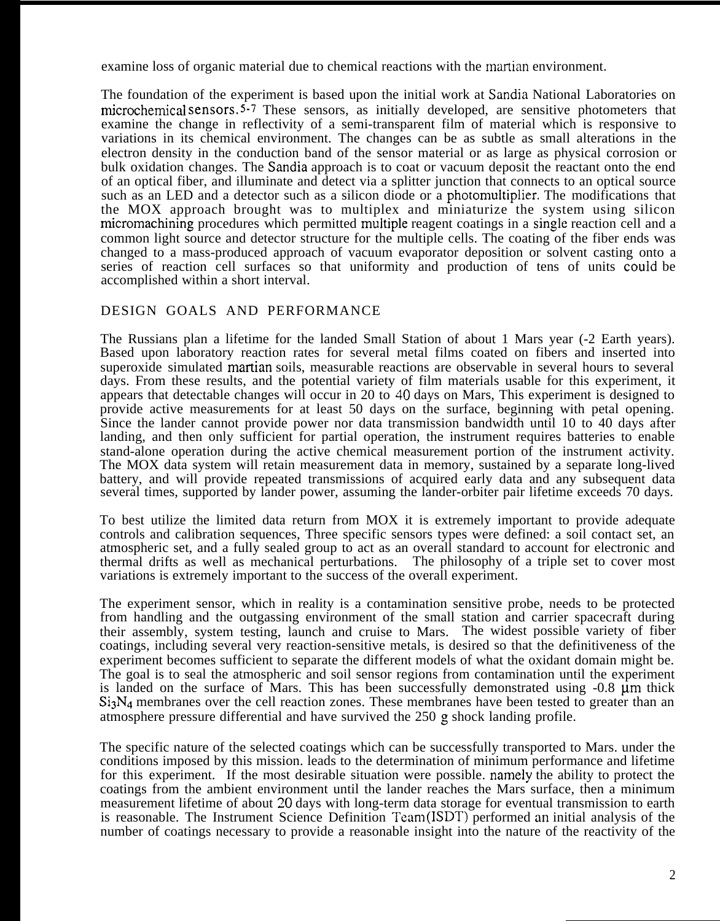examine loss of organic material due to chemical reactions with the martian environment.

The foundation of the experiment is based upon the initial work at Sandia National Laboratories on microchemical sensors.[5-7] These sensors, as initially developed, are sensitive photometers that examine the change in reflectivity of a semi-transparent film of material which is responsive to variations in its chemical environment. The changes can be as subtle as small alterations in the electron density in the conduction band of the sensor material or as large as physical corrosion or bulk oxidation changes. The Sandia approach is to coat or vacuum deposit the reactant onto the end of an optical fiber, and illuminate and detect via a splitter junction that connects to an optical source such as an LED and a detector such as a silicon diode or a photomultiplier. The modifications that the MOX approach brought was to multiplex and miniaturize the system using silicon micromachining procedures which permitted multiple reagent coatings in a single reaction cell and a common light source and detector structure for the multiple cells. The coating of the fiber ends was changed to a mass-produced approach of vacuum evaporator deposition or solvent casting onto a series of reaction cell surfaces so that uniformity and production of tens of units could be accomplished within a short interval.

## DESIGN GOALS AND PERFORMANCE

The Russians plan a lifetime for the landed Small Station of about 1 Mars year (-2 Earth years). Based upon laboratory reaction rates for several metal films coated on fibers and inserted into superoxide simulated martian soils, measurable reactions are observable in several hours to several days. From these results, and the potential variety of film materials usable for this experiment, it appears that detectable changes will occur in 20 to 40 days on Mars, This experiment is designed to provide active measurements for at least 50 days on the surface, beginning with petal opening. Since the lander cannot provide power nor data transmission bandwidth until 10 to 40 days after landing, and then only sufficient for partial operation, the instrument requires batteries to enable stand-alone operation during the active chemical measurement portion of the instrument activity. The MOX data system will retain measurement data in memory, sustained by a separate long-lived battery, and will provide repeated transmissions of acquired early data and any subsequent data several times, supported by lander power, assuming the lander-orbiter pair lifetime exceeds 70 days.

To best utilize the limited data return from MOX it is extremely important to provide adequate controls and calibration sequences, Three specific sensors types were defined: a soil contact set, an atmospheric set, and a fully sealed group to act as an overall standard to account for electronic and thermal drifts as well as mechanical perturbations. The philosophy of a triple set to cover most variations is extremely important to the success of the overall experiment.

The experiment sensor, which in reality is a contamination sensitive probe, needs to be protected from handling and the outgassing environment of the small station and carrier spacecraft during their assembly, system testing, launch and cruise to Mars. The widest possible variety of fiber coatings, including several very reaction-sensitive metals, is desired so that the definitiveness of the experiment becomes sufficient to separate the different models of what the oxidant domain might be. The goal is to seal the atmospheric and soil sensor regions from contamination until the experiment is landed on the surface of Mars. This has been successfully demonstrated using -0.8 μm thick $Si_3N_4$ membranes over the cell reaction zones. These membranes have been tested to greater than an atmosphere pressure differential and have survived the 250 g shock landing profile.

The specific nature of the selected coatings which can be successfully transported to Mars. under the conditions imposed by this mission. leads to the determination of minimum performance and lifetime for this experiment. If the most desirable situation were possible. namely the ability to protect the coatings from the ambient environment until the lander reaches the Mars surface, then a minimum measurement lifetime of about 20 days with long-term data storage for eventual transmission to earth is reasonable. The Instrument Science Definition Team(ISDT) performed an initial analysis of the number of coatings necessary to provide a reasonable insight into the nature of the reactivity of the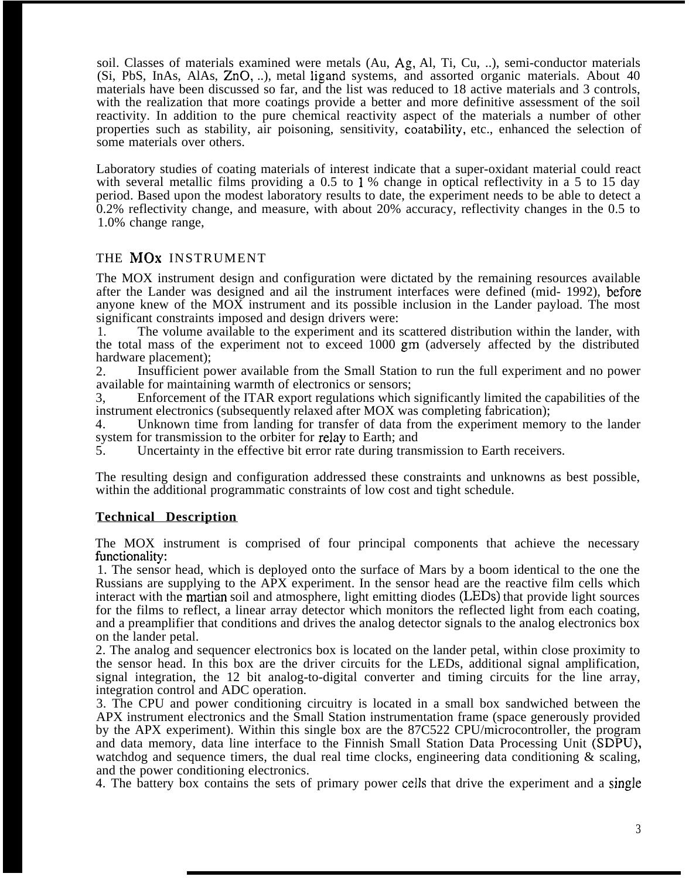soil. Classes of materials examined were metals (Au, Ag, Al, Ti, Cu, ..), semi-conductor materials (Si, PbS, InAs, AlAs, ZnO, ..), metal ligand systems, and assorted organic materials. About 40 materials have been discussed so far, and the list was reduced to 18 active materials and 3 controls, with the realization that more coatings provide a better and more definitive assessment of the soil reactivity. In addition to the pure chemical reactivity aspect of the materials a number of other properties such as stability, air poisoning, sensitivity, coatability, etc., enhanced the selection of some materials over others.

Laboratory studies of coating materials of interest indicate that a super-oxidant material could react with several metallic films providing a 0.5 to 1 % change in optical reflectivity in a 5 to 15 day period. Based upon the modest laboratory results to date, the experiment needs to be able to detect a 0.2% reflectivity change, and measure, with about 20% accuracy, reflectivity changes in the 0.5 to 1.0% change range,

## THE MOx INSTRUMENT

The MOX instrument design and configuration were dictated by the remaining resources available after the Lander was designed and ail the instrument interfaces were defined (mid- 1992), before anyone knew of the MOX instrument and its possible inclusion in the Lander payload. The most significant constraints imposed and design drivers were:

1. The volume available to the experiment and its scattered distribution within the lander, with the total mass of the experiment not to exceed 1000 gm (adversely affected by the distributed hardware placement);
2. Insufficient power available from the Small Station to run the full experiment and no power available for maintaining warmth of electronics or sensors;
3. Enforcement of the ITAR export regulations which significantly limited the capabilities of the instrument electronics (subsequently relaxed after MOX was completing fabrication);
4. Unknown time from landing for transfer of data from the experiment memory to the lander system for transmission to the orbiter for relay to Earth; and
5. Uncertainty in the effective bit error rate during transmission to Earth receivers.

The resulting design and configuration addressed these constraints and unknowns as best possible, within the additional programmatic constraints of low cost and tight schedule.

### Technical Description

The MOX instrument is comprised of four principal components that achieve the necessary functionality:

1. The sensor head, which is deployed onto the surface of Mars by a boom identical to the one the Russians are supplying to the APX experiment. In the sensor head are the reactive film cells which interact with the martian soil and atmosphere, light emitting diodes (LEDs) that provide light sources for the films to reflect, a linear array detector which monitors the reflected light from each coating, and a preamplifier that conditions and drives the analog detector signals to the analog electronics box on the lander petal.
2. The analog and sequencer electronics box is located on the lander petal, within close proximity to the sensor head. In this box are the driver circuits for the LEDs, additional signal amplification, signal integration, the 12 bit analog-to-digital converter and timing circuits for the line array, integration control and ADC operation.
3. The CPU and power conditioning circuitry is located in a small box sandwiched between the APX instrument electronics and the Small Station instrumentation frame (space generously provided by the APX experiment). Within this single box are the 87C522 CPU/microcontroller, the program and data memory, data line interface to the Finnish Small Station Data Processing Unit (SDPU), watchdog and sequence timers, the dual real time clocks, engineering data conditioning & scaling, and the power conditioning electronics.
4. The battery box contains the sets of primary power cells that drive the experiment and a single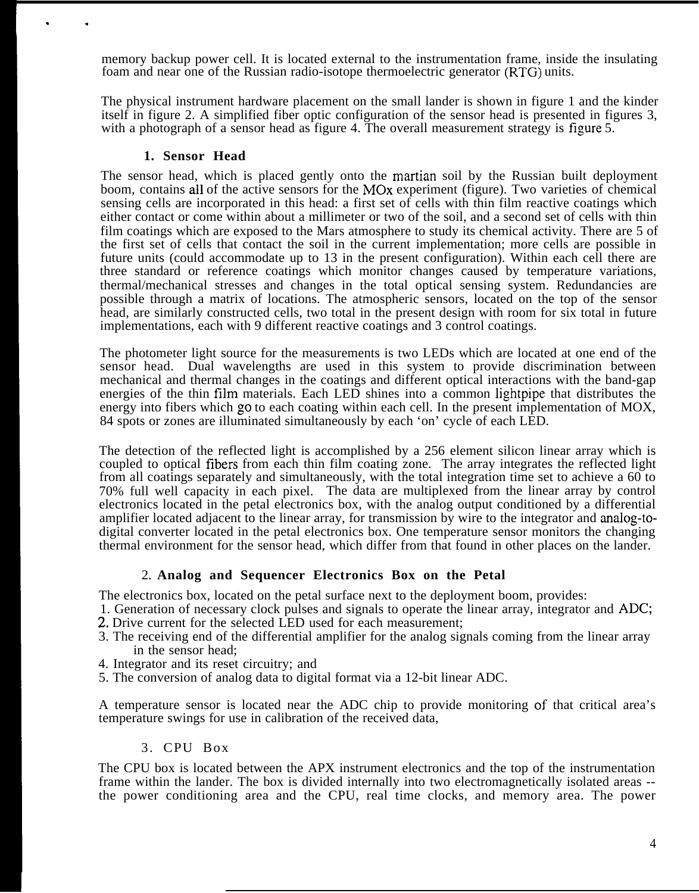memory backup power cell. It is located external to the instrumentation frame, inside the insulating foam and near one of the Russian radio-isotope thermoelectric generator (RTG) units.

The physical instrument hardware placement on the small lander is shown in figure 1 and the kinder itself in figure 2. A simplified fiber optic configuration of the sensor head is presented in figures 3, with a photograph of a sensor head as figure 4. The overall measurement strategy is figure 5.

### 1. Sensor Head

The sensor head, which is placed gently onto the martian soil by the Russian built deployment boom, contains all of the active sensors for the MOx experiment (figure). Two varieties of chemical sensing cells are incorporated in this head: a first set of cells with thin film reactive coatings which either contact or come within about a millimeter or two of the soil, and a second set of cells with thin film coatings which are exposed to the Mars atmosphere to study its chemical activity. There are 5 of the first set of cells that contact the soil in the current implementation; more cells are possible in future units (could accommodate up to 13 in the present configuration). Within each cell there are three standard or reference coatings which monitor changes caused by temperature variations, thermal/mechanical stresses and changes in the total optical sensing system. Redundancies are possible through a matrix of locations. The atmospheric sensors, located on the top of the sensor head, are similarly constructed cells, two total in the present design with room for six total in future implementations, each with 9 different reactive coatings and 3 control coatings.

The photometer light source for the measurements is two LEDs which are located at one end of the sensor head. Dual wavelengths are used in this system to provide discrimination between mechanical and thermal changes in the coatings and different optical interactions with the band-gap energies of the thin film materials. Each LED shines into a common lightpipe that distributes the energy into fibers which go to each coating within each cell. In the present implementation of MOX, 84 spots or zones are illuminated simultaneously by each 'on' cycle of each LED.

The detection of the reflected light is accomplished by a 256 element silicon linear array which is coupled to optical fibers from each thin film coating zone. The array integrates the reflected light from all coatings separately and simultaneously, with the total integration time set to achieve a 60 to 70% full well capacity in each pixel. The data are multiplexed from the linear array by control electronics located in the petal electronics box, with the analog output conditioned by a differential amplifier located adjacent to the linear array, for transmission by wire to the integrator and analog-to-digital converter located in the petal electronics box. One temperature sensor monitors the changing thermal environment for the sensor head, which differ from that found in other places on the lander.

### 2. Analog and Sequencer Electronics Box on the Petal

The electronics box, located on the petal surface next to the deployment boom, provides:

1. Generation of necessary clock pulses and signals to operate the linear array, integrator and ADC;
2. Drive current for the selected LED used for each measurement;
3. The receiving end of the differential amplifier for the analog signals coming from the linear array in the sensor head;
4. Integrator and its reset circuitry; and
5. The conversion of analog data to digital format via a 12-bit linear ADC.

A temperature sensor is located near the ADC chip to provide monitoring of that critical area's temperature swings for use in calibration of the received data,

### 3. CPU Box

The CPU box is located between the APX instrument electronics and the top of the instrumentation frame within the lander. The box is divided internally into two electromagnetically isolated areas -- the power conditioning area and the CPU, real time clocks, and memory area. The power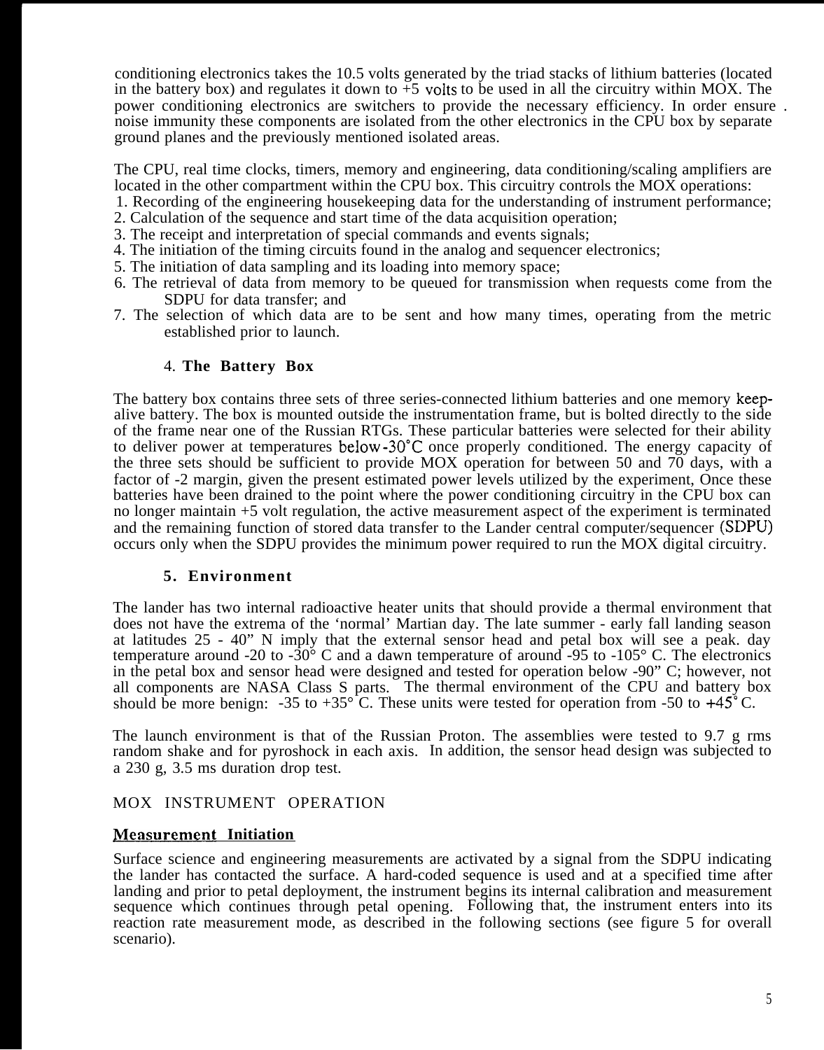conditioning electronics takes the 10.5 volts generated by the triad stacks of lithium batteries (located in the battery box) and regulates it down to +5 volts to be used in all the circuitry within MOX. The power conditioning electronics are switchers to provide the necessary efficiency. In order ensure noise immunity these components are isolated from the other electronics in the CPU box by separate ground planes and the previously mentioned isolated areas.

The CPU, real time clocks, timers, memory and engineering, data conditioning/scaling amplifiers are located in the other compartment within the CPU box. This circuitry controls the MOX operations:

1. Recording of the engineering housekeeping data for the understanding of instrument performance;
2. Calculation of the sequence and start time of the data acquisition operation;
3. The receipt and interpretation of special commands and events signals;
4. The initiation of the timing circuits found in the analog and sequencer electronics;
5. The initiation of data sampling and its loading into memory space;
6. The retrieval of data from memory to be queued for transmission when requests come from the SDPU for data transfer; and
7. The selection of which data are to be sent and how many times, operating from the metric established prior to launch.

### 4. **The Battery Box**

The battery box contains three sets of three series-connected lithium batteries and one memory keep-alive battery. The box is mounted outside the instrumentation frame, but is bolted directly to the side of the frame near one of the Russian RTGs. These particular batteries were selected for their ability to deliver power at temperatures below -30°C once properly conditioned. The energy capacity of the three sets should be sufficient to provide MOX operation for between 50 and 70 days, with a factor of -2 margin, given the present estimated power levels utilized by the experiment, Once these batteries have been drained to the point where the power conditioning circuitry in the CPU box can no longer maintain +5 volt regulation, the active measurement aspect of the experiment is terminated and the remaining function of stored data transfer to the Lander central computer/sequencer (SDPU) occurs only when the SDPU provides the minimum power required to run the MOX digital circuitry.

### 5. **Environment**

The lander has two internal radioactive heater units that should provide a thermal environment that does not have the extrema of the 'normal' Martian day. The late summer - early fall landing season at latitudes 25 - 40" N imply that the external sensor head and petal box will see a peak. day temperature around -20 to -30° C and a dawn temperature of around -95 to -105° C. The electronics in the petal box and sensor head were designed and tested for operation below -90" C; however, not all components are NASA Class S parts. The thermal environment of the CPU and battery box should be more benign: -35 to +35° C. These units were tested for operation from -50 to +45° C.

The launch environment is that of the Russian Proton. The assemblies were tested to 9.7 g rms random shake and for pyroshock in each axis. In addition, the sensor head design was subjected to a 230 g, 3.5 ms duration drop test.

## MOX INSTRUMENT OPERATION

### **Measurement Initiation**

Surface science and engineering measurements are activated by a signal from the SDPU indicating the lander has contacted the surface. A hard-coded sequence is used and at a specified time after landing and prior to petal deployment, the instrument begins its internal calibration and measurement sequence which continues through petal opening. Following that, the instrument enters into its reaction rate measurement mode, as described in the following sections (see figure 5 for overall scenario).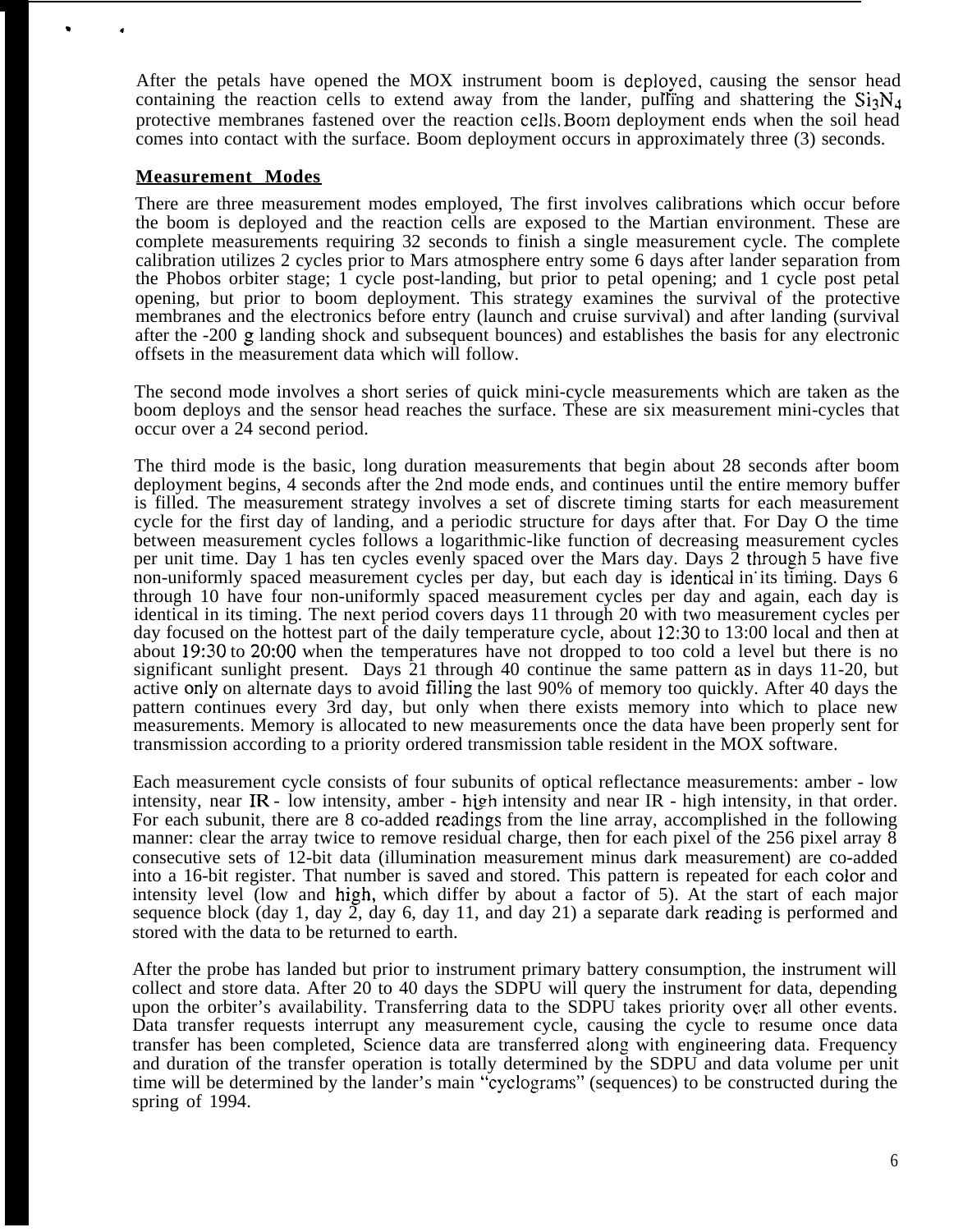After the petals have opened the MOX instrument boom is deployed, causing the sensor head containing the reaction cells to extend away from the lander, pulling and shattering the $Si_3N_4$ protective membranes fastened over the reaction cells. Boom deployment ends when the soil head comes into contact with the surface. Boom deployment occurs in approximately three (3) seconds.

**Measurement Modes**

There are three measurement modes employed, The first involves calibrations which occur before the boom is deployed and the reaction cells are exposed to the Martian environment. These are complete measurements requiring 32 seconds to finish a single measurement cycle. The complete calibration utilizes 2 cycles prior to Mars atmosphere entry some 6 days after lander separation from the Phobos orbiter stage; 1 cycle post-landing, but prior to petal opening; and 1 cycle post petal opening, but prior to boom deployment. This strategy examines the survival of the protective membranes and the electronics before entry (launch and cruise survival) and after landing (survival after the -200 g landing shock and subsequent bounces) and establishes the basis for any electronic offsets in the measurement data which will follow.

The second mode involves a short series of quick mini-cycle measurements which are taken as the boom deploys and the sensor head reaches the surface. These are six measurement mini-cycles that occur over a 24 second period.

The third mode is the basic, long duration measurements that begin about 28 seconds after boom deployment begins, 4 seconds after the 2nd mode ends, and continues until the entire memory buffer is filled. The measurement strategy involves a set of discrete timing starts for each measurement cycle for the first day of landing, and a periodic structure for days after that. For Day O the time between measurement cycles follows a logarithmic-like function of decreasing measurement cycles per unit time. Day 1 has ten cycles evenly spaced over the Mars day. Days 2 through 5 have five non-uniformly spaced measurement cycles per day, but each day is identical in its timing. Days 6 through 10 have four non-uniformly spaced measurement cycles per day and again, each day is identical in its timing. The next period covers days 11 through 20 with two measurement cycles per day focused on the hottest part of the daily temperature cycle, about 12:30 to 13:00 local and then at about 19:30 to 20:00 when the temperatures have not dropped to too cold a level but there is no significant sunlight present. Days 21 through 40 continue the same pattern as in days 11-20, but active only on alternate days to avoid filling the last 90% of memory too quickly. After 40 days the pattern continues every 3rd day, but only when there exists memory into which to place new measurements. Memory is allocated to new measurements once the data have been properly sent for transmission according to a priority ordered transmission table resident in the MOX software.

Each measurement cycle consists of four subunits of optical reflectance measurements: amber - low intensity, near IR - low intensity, amber - high intensity and near IR - high intensity, in that order. For each subunit, there are 8 co-added readings from the line array, accomplished in the following manner: clear the array twice to remove residual charge, then for each pixel of the 256 pixel array 8 consecutive sets of 12-bit data (illumination measurement minus dark measurement) are co-added into a 16-bit register. That number is saved and stored. This pattern is repeated for each color and intensity level (low and high, which differ by about a factor of 5). At the start of each major sequence block (day 1, day 2, day 6, day 11, and day 21) a separate dark reading is performed and stored with the data to be returned to earth.

After the probe has landed but prior to instrument primary battery consumption, the instrument will collect and store data. After 20 to 40 days the SDPU will query the instrument for data, depending upon the orbiter's availability. Transferring data to the SDPU takes priority over all other events. Data transfer requests interrupt any measurement cycle, causing the cycle to resume once data transfer has been completed, Science data are transferred along with engineering data. Frequency and duration of the transfer operation is totally determined by the SDPU and data volume per unit time will be determined by the lander's main "cyclograms" (sequences) to be constructed during the spring of 1994.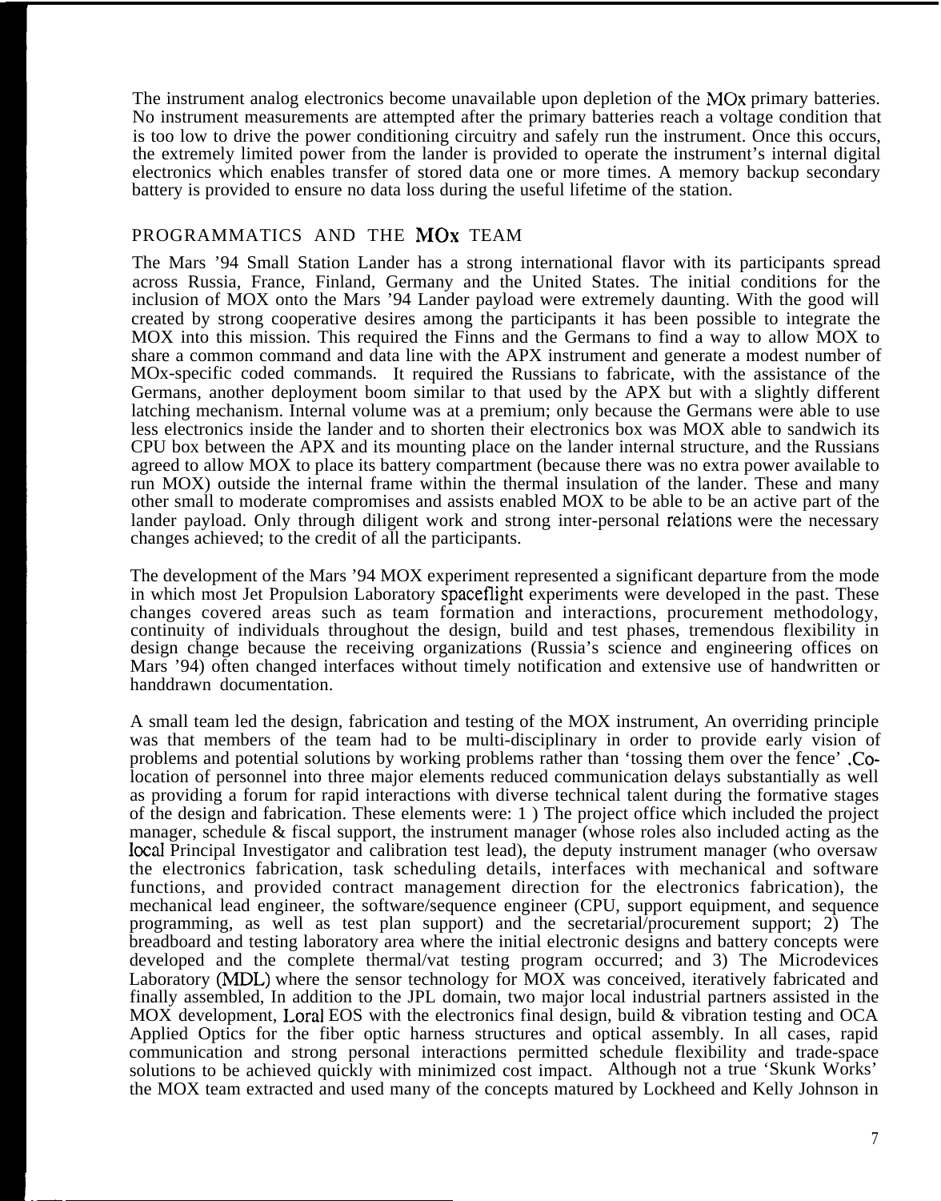The instrument analog electronics become unavailable upon depletion of the MOx primary batteries. No instrument measurements are attempted after the primary batteries reach a voltage condition that is too low to drive the power conditioning circuitry and safely run the instrument. Once this occurs, the extremely limited power from the lander is provided to operate the instrument's internal digital electronics which enables transfer of stored data one or more times. A memory backup secondary battery is provided to ensure no data loss during the useful lifetime of the station.

## PROGRAMMATICS AND THE MOx TEAM

The Mars '94 Small Station Lander has a strong international flavor with its participants spread across Russia, France, Finland, Germany and the United States. The initial conditions for the inclusion of MOX onto the Mars '94 Lander payload were extremely daunting. With the good will created by strong cooperative desires among the participants it has been possible to integrate the MOX into this mission. This required the Finns and the Germans to find a way to allow MOX to share a common command and data line with the APX instrument and generate a modest number of MOx-specific coded commands. It required the Russians to fabricate, with the assistance of the Germans, another deployment boom similar to that used by the APX but with a slightly different latching mechanism. Internal volume was at a premium; only because the Germans were able to use less electronics inside the lander and to shorten their electronics box was MOX able to sandwich its CPU box between the APX and its mounting place on the lander internal structure, and the Russians agreed to allow MOX to place its battery compartment (because there was no extra power available to run MOX) outside the internal frame within the thermal insulation of the lander. These and many other small to moderate compromises and assists enabled MOX to be able to be an active part of the lander payload. Only through diligent work and strong inter-personal relations were the necessary changes achieved; to the credit of all the participants.

The development of the Mars '94 MOX experiment represented a significant departure from the mode in which most Jet Propulsion Laboratory spaceflight experiments were developed in the past. These changes covered areas such as team formation and interactions, procurement methodology, continuity of individuals throughout the design, build and test phases, tremendous flexibility in design change because the receiving organizations (Russia's science and engineering offices on Mars '94) often changed interfaces without timely notification and extensive use of handwritten or handdrawn documentation.

A small team led the design, fabrication and testing of the MOX instrument, An overriding principle was that members of the team had to be multi-disciplinary in order to provide early vision of problems and potential solutions by working problems rather than 'tossing them over the fence' .Co-location of personnel into three major elements reduced communication delays substantially as well as providing a forum for rapid interactions with diverse technical talent during the formative stages of the design and fabrication. These elements were: 1 ) The project office which included the project manager, schedule & fiscal support, the instrument manager (whose roles also included acting as the local Principal Investigator and calibration test lead), the deputy instrument manager (who oversaw the electronics fabrication, task scheduling details, interfaces with mechanical and software functions, and provided contract management direction for the electronics fabrication), the mechanical lead engineer, the software/sequence engineer (CPU, support equipment, and sequence programming, as well as test plan support) and the secretarial/procurement support; 2) The breadboard and testing laboratory area where the initial electronic designs and battery concepts were developed and the complete thermal/vat testing program occurred; and 3) The Microdevices Laboratory (MDL) where the sensor technology for MOX was conceived, iteratively fabricated and finally assembled, In addition to the JPL domain, two major local industrial partners assisted in the MOX development, Loral EOS with the electronics final design, build & vibration testing and OCA Applied Optics for the fiber optic harness structures and optical assembly. In all cases, rapid communication and strong personal interactions permitted schedule flexibility and trade-space solutions to be achieved quickly with minimized cost impact. Although not a true 'Skunk Works' the MOX team extracted and used many of the concepts matured by Lockheed and Kelly Johnson in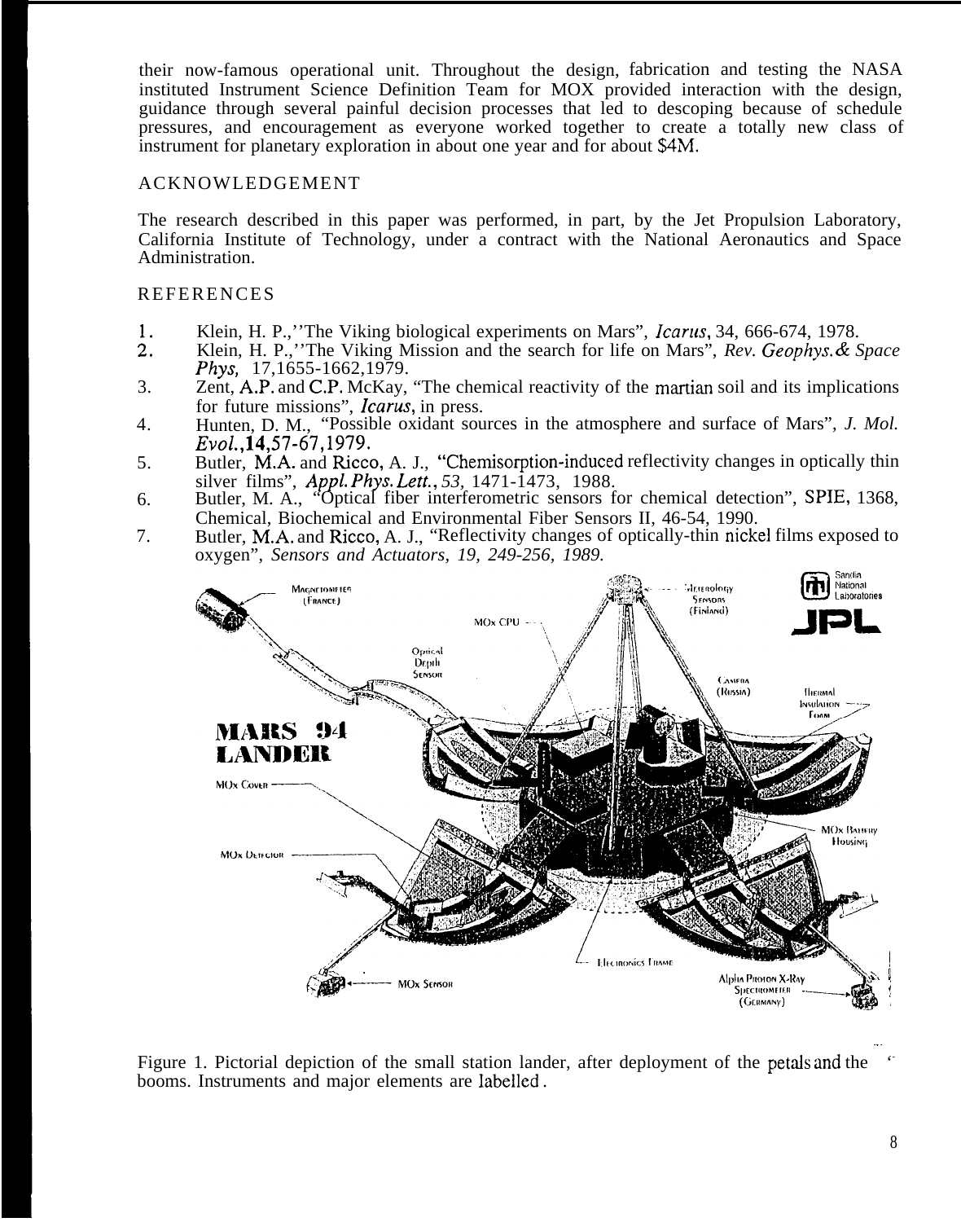their now-famous operational unit. Throughout the design, fabrication and testing the NASA instituted Instrument Science Definition Team for MOX provided interaction with the design, guidance through several painful decision processes that led to descoping because of schedule pressures, and encouragement as everyone worked together to create a totally new class of instrument for planetary exploration in about one year and for about $4M.

## ACKNOWLEDGEMENT

The research described in this paper was performed, in part, by the Jet Propulsion Laboratory, California Institute of Technology, under a contract with the National Aeronautics and Space Administration.

## REFERENCES

1. Klein, H. P.,''The Viking biological experiments on Mars", *Icarus*, 34, 666-674, 1978.
2. Klein, H. P.,''The Viking Mission and the search for life on Mars", *Rev. Geophys.& Space Phys,* 17,1655-1662,1979.
3. Zent, A.P. and C.P. McKay, "The chemical reactivity of the martian soil and its implications for future missions", *Icarus*, in press.
4. Hunten, D. M., "Possible oxidant sources in the atmosphere and surface of Mars", *J. Mol. Evol.*,**14**,57-67,1979.
5. Butler, M.A. and Ricco, A. J., "Chemisorption-induced reflectivity changes in optically thin silver films", *Appl.Phys.Lett.*, *53*, 1471-1473, 1988.
6. Butler, M. A., "Optical fiber interferometric sensors for chemical detection", SPIE, 1368, Chemical, Biochemical and Environmental Fiber Sensors II, 46-54, 1990.
7. Butler, M.A. and Ricco, A. J., "Reflectivity changes of optically-thin nickel films exposed to oxygen", *Sensors and Actuators, 19, 249-256, 1989.*

Figure 1. Pictorial depiction of the small station lander, after deployment of the petals and the booms. Instruments and major elements are labelled.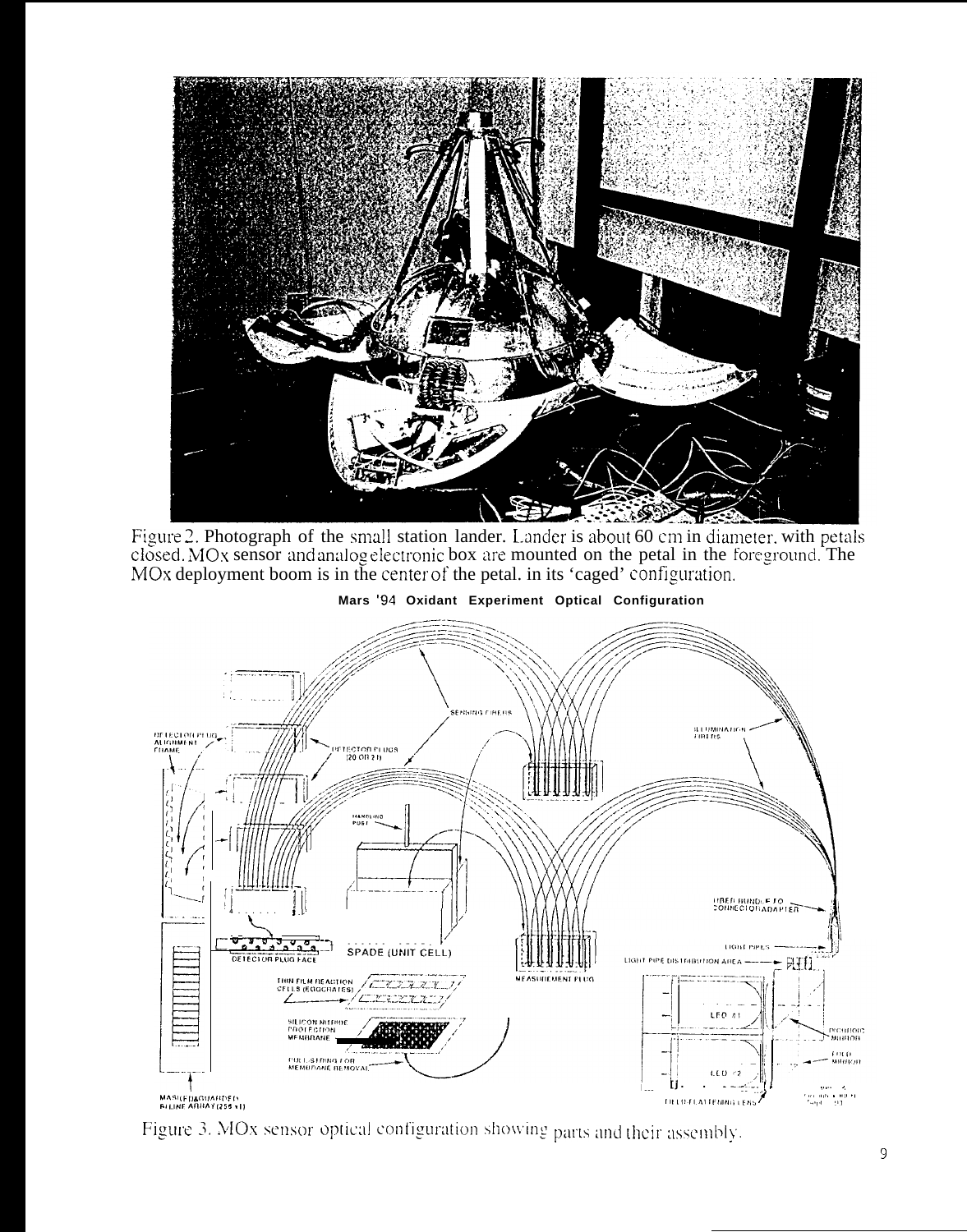Figure 2. Photograph of the small station lander. Lander is about 60 cm in diameter, with petals closed. MOx sensor and analog electronic box are mounted on the petal in the foreground. The MOx deployment boom is in the center of the petal, in its 'caged' configuration.

**Mars '94 Oxidant Experiment Optical Configuration**

Figure 3. MOx sensor optical configuration showing parts and their assembly.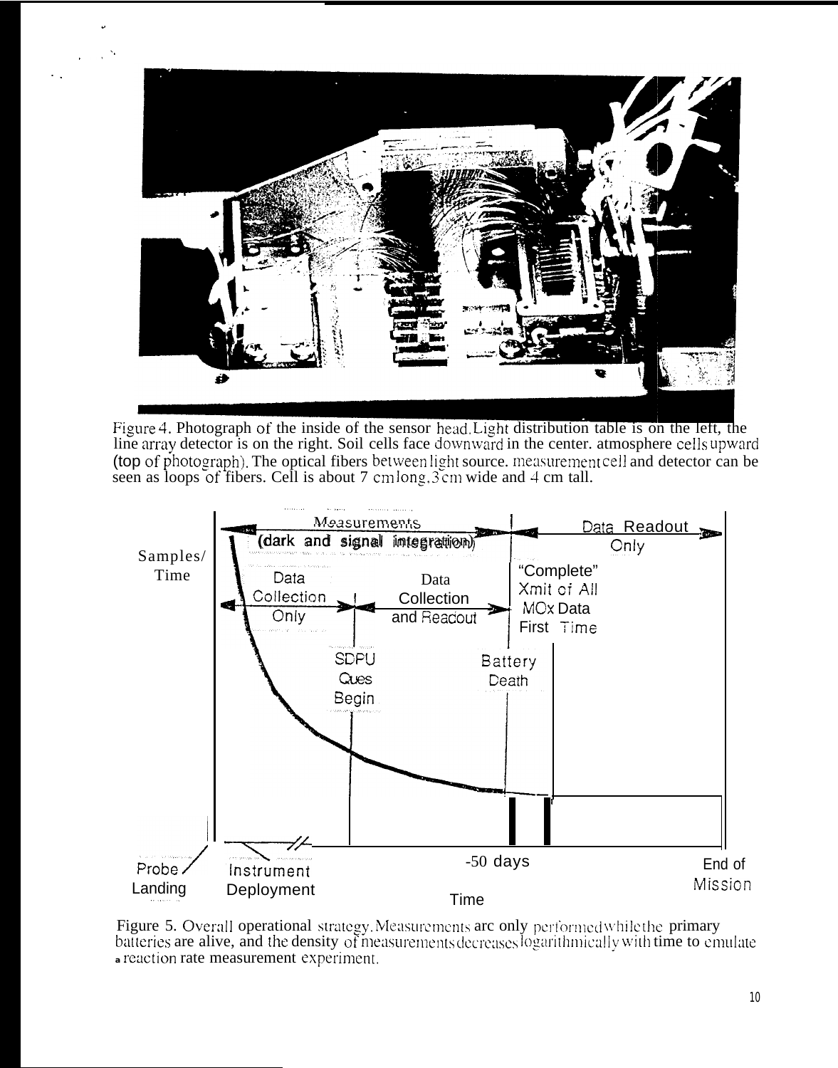Figure 4. Photograph of the inside of the sensor head. Light distribution table is on the left, the line array detector is on the right. Soil cells face downward in the center. atmosphere cells upward (top of photograph). The optical fibers between light source. measurement cell and detector can be seen as loops of fibers. Cell is about 7 cm long, 3 cm wide and 4 cm tall.

Measurements
(dark and signal integration)
Data Readout
Only
Samples/
Time
Data
Collection
Only
Data
Collection
and Readout
"Complete"
Xmit of All
MOx Data
First Time
SDPU
Ques
Begin
Battery
Death
Probe
Landing
Instrument
Deployment
-50 days
End of
Mission
Time

Figure 5. Overall operational strategy. Measurements arc only performed while the primary batteries are alive, and the density of measurements decreases logarithmically with time to emulate a reaction rate measurement experiment.